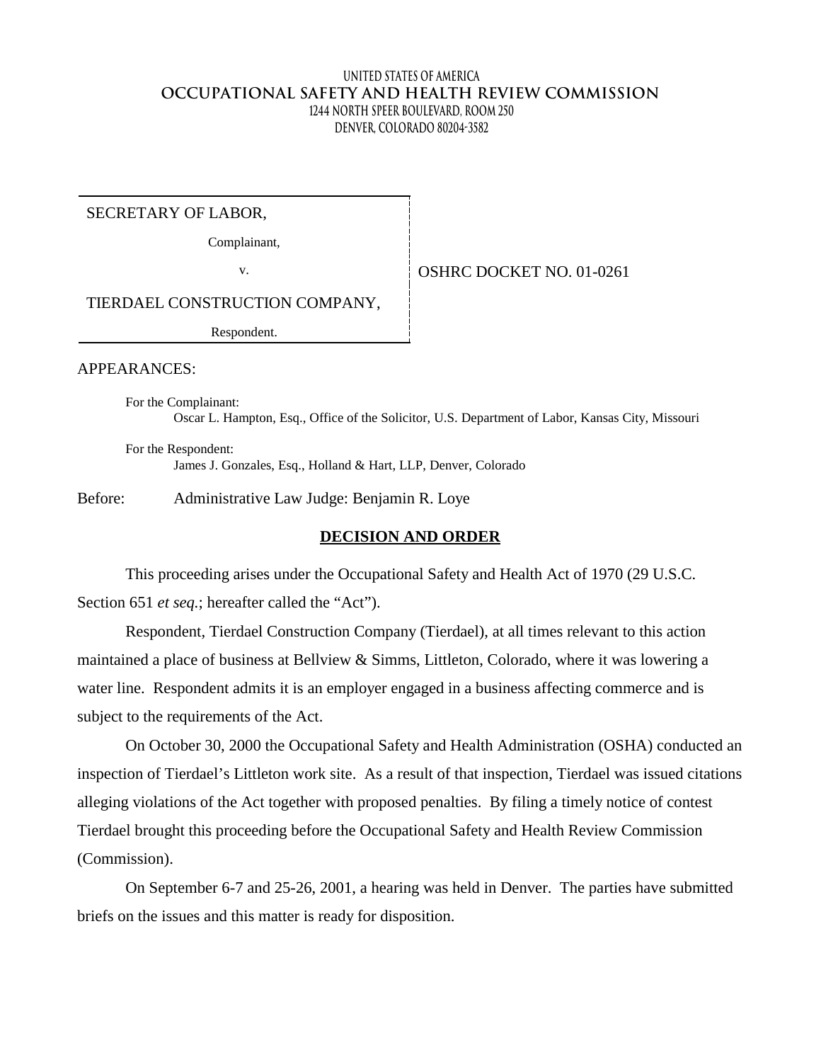UNITED STATES OF AMERICA

**OCCUPATIONAL SAFETY AND HEALTH REVIEW COMMISSION**

1244 NORTH SPEER BOULEVARD, ROOM 250

DENVER, COLORADO 80204-3582

| | |
|---|---|
| SECRETARY OF LABOR,<br><br>Complainant,<br><br>v.<br><br>TIERDAEL CONSTRUCTION COMPANY,<br><br>Respondent. | OSHRC DOCKET NO. 01-0261 |

APPEARANCES:

For the Complainant:
Oscar L. Hampton, Esq., Office of the Solicitor, U.S. Department of Labor, Kansas City, Missouri

For the Respondent:
James J. Gonzales, Esq., Holland & Hart, LLP, Denver, Colorado

Before: Administrative Law Judge: Benjamin R. Loye

## DECISION AND ORDER

This proceeding arises under the Occupational Safety and Health Act of 1970 (29 U.S.C. Section 651 *et seq.*; hereafter called the "Act").

Respondent, Tierdael Construction Company (Tierdael), at all times relevant to this action maintained a place of business at Bellview & Simms, Littleton, Colorado, where it was lowering a water line. Respondent admits it is an employer engaged in a business affecting commerce and is subject to the requirements of the Act.

On October 30, 2000 the Occupational Safety and Health Administration (OSHA) conducted an inspection of Tierdael's Littleton work site. As a result of that inspection, Tierdael was issued citations alleging violations of the Act together with proposed penalties. By filing a timely notice of contest Tierdael brought this proceeding before the Occupational Safety and Health Review Commission (Commission).

On September 6-7 and 25-26, 2001, a hearing was held in Denver. The parties have submitted briefs on the issues and this matter is ready for disposition.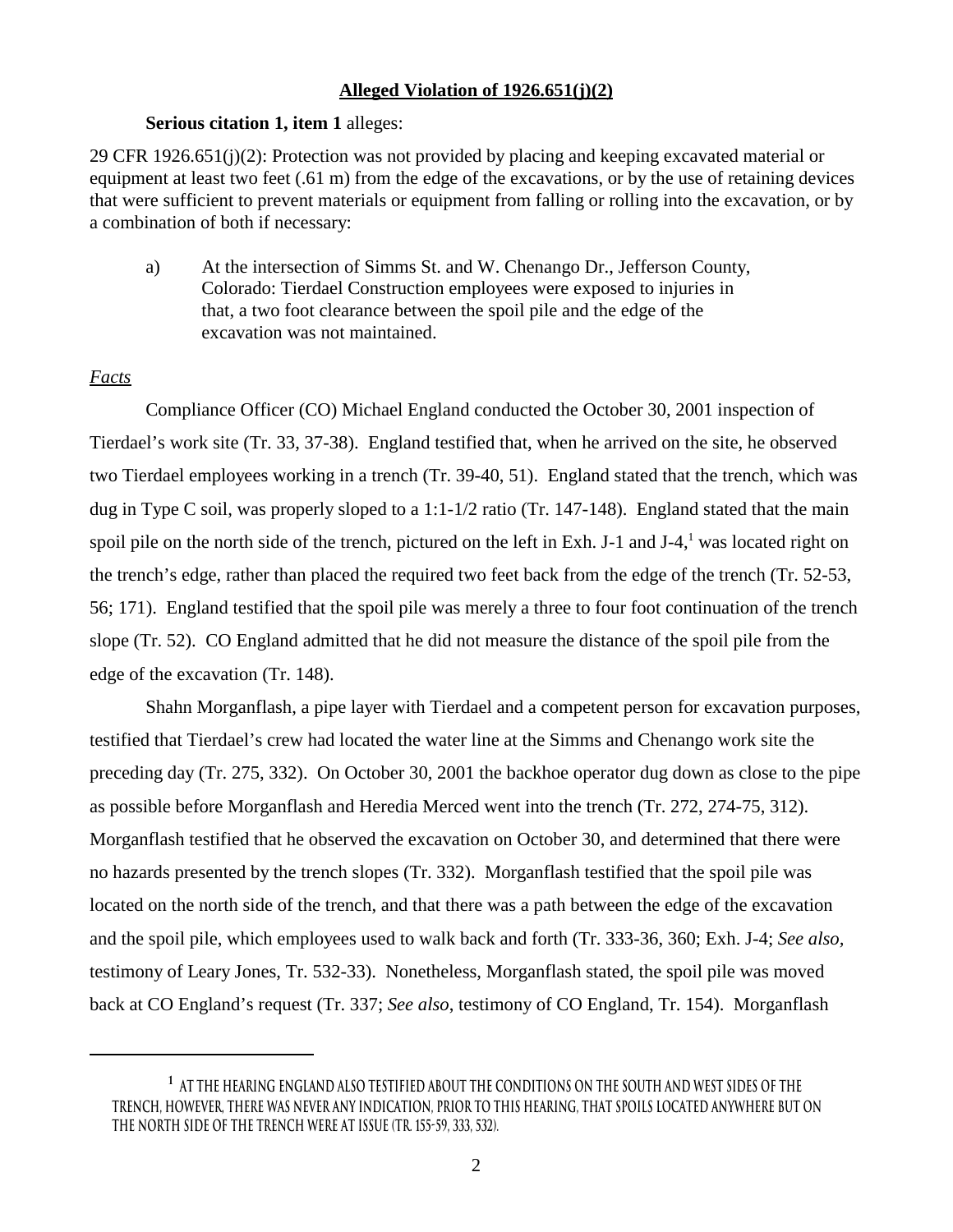**Alleged Violation of 1926.651(j)(2)**

**Serious citation 1, item 1** alleges:

29 CFR 1926.651(j)(2): Protection was not provided by placing and keeping excavated material or equipment at least two feet (.61 m) from the edge of the excavations, or by the use of retaining devices that were sufficient to prevent materials or equipment from falling or rolling into the excavation, or by a combination of both if necessary:

a) At the intersection of Simms St. and W. Chenango Dr., Jefferson County, Colorado: Tierdael Construction employees were exposed to injuries in that, a two foot clearance between the spoil pile and the edge of the excavation was not maintained.

*Facts*

Compliance Officer (CO) Michael England conducted the October 30, 2001 inspection of Tierdael's work site (Tr. 33, 37-38). England testified that, when he arrived on the site, he observed two Tierdael employees working in a trench (Tr. 39-40, 51). England stated that the trench, which was dug in Type C soil, was properly sloped to a 1:1-1/2 ratio (Tr. 147-148). England stated that the main spoil pile on the north side of the trench, pictured on the left in Exh. J-1 and J-4,[1] was located right on the trench's edge, rather than placed the required two feet back from the edge of the trench (Tr. 52-53, 56; 171). England testified that the spoil pile was merely a three to four foot continuation of the trench slope (Tr. 52). CO England admitted that he did not measure the distance of the spoil pile from the edge of the excavation (Tr. 148).

Shahn Morganflash, a pipe layer with Tierdael and a competent person for excavation purposes, testified that Tierdael's crew had located the water line at the Simms and Chenango work site the preceding day (Tr. 275, 332). On October 30, 2001 the backhoe operator dug down as close to the pipe as possible before Morganflash and Heredia Merced went into the trench (Tr. 272, 274-75, 312). Morganflash testified that he observed the excavation on October 30, and determined that there were no hazards presented by the trench slopes (Tr. 332). Morganflash testified that the spoil pile was located on the north side of the trench, and that there was a path between the edge of the excavation and the spoil pile, which employees used to walk back and forth (Tr. 333-36, 360; Exh. J-4; *See also*, testimony of Leary Jones, Tr. 532-33). Nonetheless, Morganflash stated, the spoil pile was moved back at CO England's request (Tr. 337; *See also*, testimony of CO England, Tr. 154). Morganflash

[1] At the hearing England also testified about the conditions on the south and west sides of the trench, however, there was never any indication, prior to this hearing, that spoils located anywhere but on the north side of the trench were at issue (Tr. 155-59, 333, 532).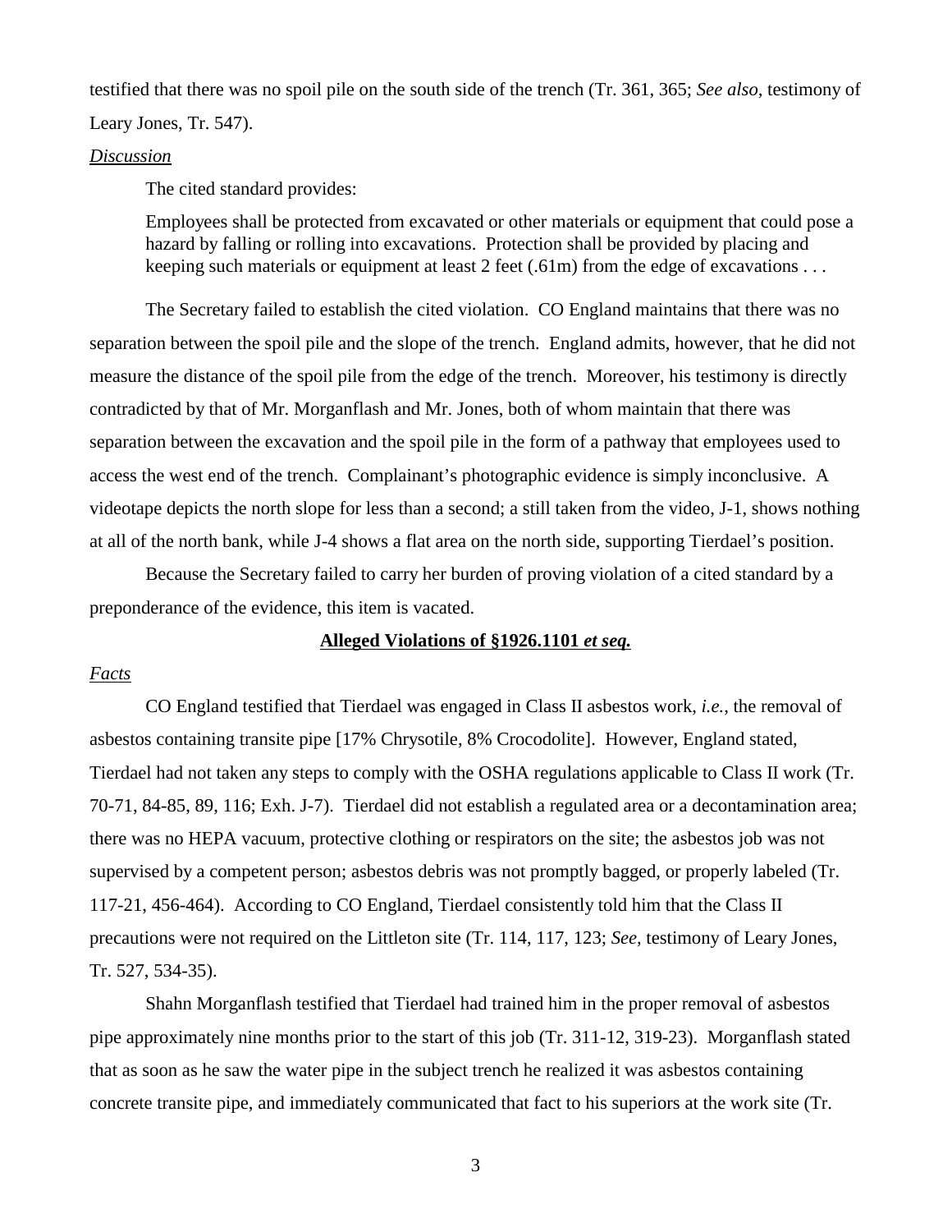testified that there was no spoil pile on the south side of the trench (Tr. 361, 365; *See also,* testimony of Leary Jones, Tr. 547).

*Discussion*

The cited standard provides:

> Employees shall be protected from excavated or other materials or equipment that could pose a hazard by falling or rolling into excavations. Protection shall be provided by placing and keeping such materials or equipment at least 2 feet (.61m) from the edge of excavations . . .

The Secretary failed to establish the cited violation. CO England maintains that there was no separation between the spoil pile and the slope of the trench. England admits, however, that he did not measure the distance of the spoil pile from the edge of the trench. Moreover, his testimony is directly contradicted by that of Mr. Morganflash and Mr. Jones, both of whom maintain that there was separation between the excavation and the spoil pile in the form of a pathway that employees used to access the west end of the trench. Complainant's photographic evidence is simply inconclusive. A videotape depicts the north slope for less than a second; a still taken from the video, J-1, shows nothing at all of the north bank, while J-4 shows a flat area on the north side, supporting Tierdael's position.

Because the Secretary failed to carry her burden of proving violation of a cited standard by a preponderance of the evidence, this item is vacated.

**Alleged Violations of §1926.1101 *et seq.***

*Facts*

CO England testified that Tierdael was engaged in Class II asbestos work, *i.e.*, the removal of asbestos containing transite pipe [17% Chrysotile, 8% Crocodolite]. However, England stated, Tierdael had not taken any steps to comply with the OSHA regulations applicable to Class II work (Tr. 70-71, 84-85, 89, 116; Exh. J-7). Tierdael did not establish a regulated area or a decontamination area; there was no HEPA vacuum, protective clothing or respirators on the site; the asbestos job was not supervised by a competent person; asbestos debris was not promptly bagged, or properly labeled (Tr. 117-21, 456-464). According to CO England, Tierdael consistently told him that the Class II precautions were not required on the Littleton site (Tr. 114, 117, 123; *See,* testimony of Leary Jones, Tr. 527, 534-35).

Shahn Morganflash testified that Tierdael had trained him in the proper removal of asbestos pipe approximately nine months prior to the start of this job (Tr. 311-12, 319-23). Morganflash stated that as soon as he saw the water pipe in the subject trench he realized it was asbestos containing concrete transite pipe, and immediately communicated that fact to his superiors at the work site (Tr.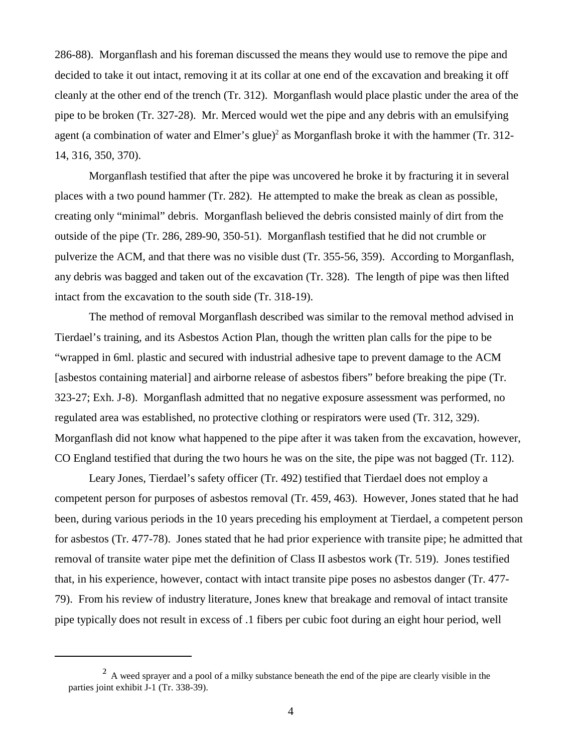286-88). Morganflash and his foreman discussed the means they would use to remove the pipe and decided to take it out intact, removing it at its collar at one end of the excavation and breaking it off cleanly at the other end of the trench (Tr. 312). Morganflash would place plastic under the area of the pipe to be broken (Tr. 327-28). Mr. Merced would wet the pipe and any debris with an emulsifying agent (a combination of water and Elmer's glue)[2] as Morganflash broke it with the hammer (Tr. 312-14, 316, 350, 370).

Morganflash testified that after the pipe was uncovered he broke it by fracturing it in several places with a two pound hammer (Tr. 282). He attempted to make the break as clean as possible, creating only "minimal" debris. Morganflash believed the debris consisted mainly of dirt from the outside of the pipe (Tr. 286, 289-90, 350-51). Morganflash testified that he did not crumble or pulverize the ACM, and that there was no visible dust (Tr. 355-56, 359). According to Morganflash, any debris was bagged and taken out of the excavation (Tr. 328). The length of pipe was then lifted intact from the excavation to the south side (Tr. 318-19).

The method of removal Morganflash described was similar to the removal method advised in Tierdael's training, and its Asbestos Action Plan, though the written plan calls for the pipe to be "wrapped in 6ml. plastic and secured with industrial adhesive tape to prevent damage to the ACM [asbestos containing material] and airborne release of asbestos fibers" before breaking the pipe (Tr. 323-27; Exh. J-8). Morganflash admitted that no negative exposure assessment was performed, no regulated area was established, no protective clothing or respirators were used (Tr. 312, 329). Morganflash did not know what happened to the pipe after it was taken from the excavation, however, CO England testified that during the two hours he was on the site, the pipe was not bagged (Tr. 112).

Leary Jones, Tierdael's safety officer (Tr. 492) testified that Tierdael does not employ a competent person for purposes of asbestos removal (Tr. 459, 463). However, Jones stated that he had been, during various periods in the 10 years preceding his employment at Tierdael, a competent person for asbestos (Tr. 477-78). Jones stated that he had prior experience with transite pipe; he admitted that removal of transite water pipe met the definition of Class II asbestos work (Tr. 519). Jones testified that, in his experience, however, contact with intact transite pipe poses no asbestos danger (Tr. 477-79). From his review of industry literature, Jones knew that breakage and removal of intact transite pipe typically does not result in excess of .1 fibers per cubic foot during an eight hour period, well

---

[2] A weed sprayer and a pool of a milky substance beneath the end of the pipe are clearly visible in the parties joint exhibit J-1 (Tr. 338-39).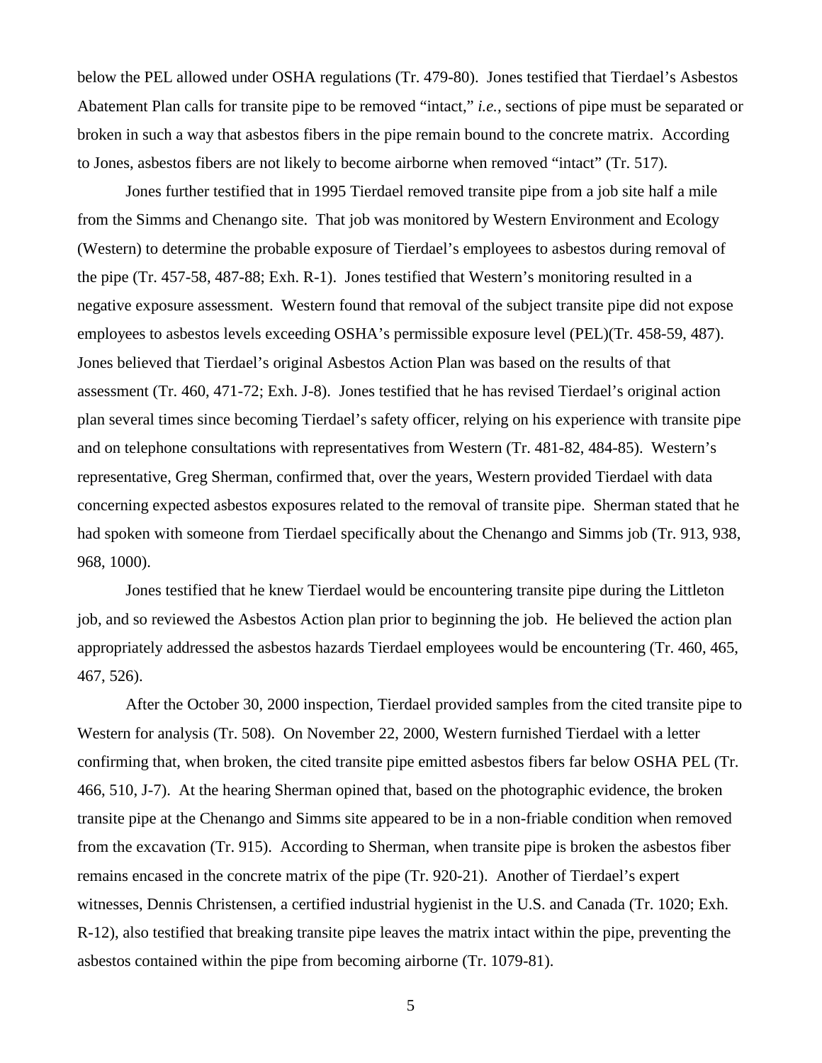below the PEL allowed under OSHA regulations (Tr. 479-80). Jones testified that Tierdael's Asbestos Abatement Plan calls for transite pipe to be removed "intact," *i.e.,* sections of pipe must be separated or broken in such a way that asbestos fibers in the pipe remain bound to the concrete matrix. According to Jones, asbestos fibers are not likely to become airborne when removed "intact" (Tr. 517).

Jones further testified that in 1995 Tierdael removed transite pipe from a job site half a mile from the Simms and Chenango site. That job was monitored by Western Environment and Ecology (Western) to determine the probable exposure of Tierdael's employees to asbestos during removal of the pipe (Tr. 457-58, 487-88; Exh. R-1). Jones testified that Western's monitoring resulted in a negative exposure assessment. Western found that removal of the subject transite pipe did not expose employees to asbestos levels exceeding OSHA's permissible exposure level (PEL)(Tr. 458-59, 487). Jones believed that Tierdael's original Asbestos Action Plan was based on the results of that assessment (Tr. 460, 471-72; Exh. J-8). Jones testified that he has revised Tierdael's original action plan several times since becoming Tierdael's safety officer, relying on his experience with transite pipe and on telephone consultations with representatives from Western (Tr. 481-82, 484-85). Western's representative, Greg Sherman, confirmed that, over the years, Western provided Tierdael with data concerning expected asbestos exposures related to the removal of transite pipe. Sherman stated that he had spoken with someone from Tierdael specifically about the Chenango and Simms job (Tr. 913, 938, 968, 1000).

Jones testified that he knew Tierdael would be encountering transite pipe during the Littleton job, and so reviewed the Asbestos Action plan prior to beginning the job. He believed the action plan appropriately addressed the asbestos hazards Tierdael employees would be encountering (Tr. 460, 465, 467, 526).

After the October 30, 2000 inspection, Tierdael provided samples from the cited transite pipe to Western for analysis (Tr. 508). On November 22, 2000, Western furnished Tierdael with a letter confirming that, when broken, the cited transite pipe emitted asbestos fibers far below OSHA PEL (Tr. 466, 510, J-7). At the hearing Sherman opined that, based on the photographic evidence, the broken transite pipe at the Chenango and Simms site appeared to be in a non-friable condition when removed from the excavation (Tr. 915). According to Sherman, when transite pipe is broken the asbestos fiber remains encased in the concrete matrix of the pipe (Tr. 920-21). Another of Tierdael's expert witnesses, Dennis Christensen, a certified industrial hygienist in the U.S. and Canada (Tr. 1020; Exh. R-12), also testified that breaking transite pipe leaves the matrix intact within the pipe, preventing the asbestos contained within the pipe from becoming airborne (Tr. 1079-81).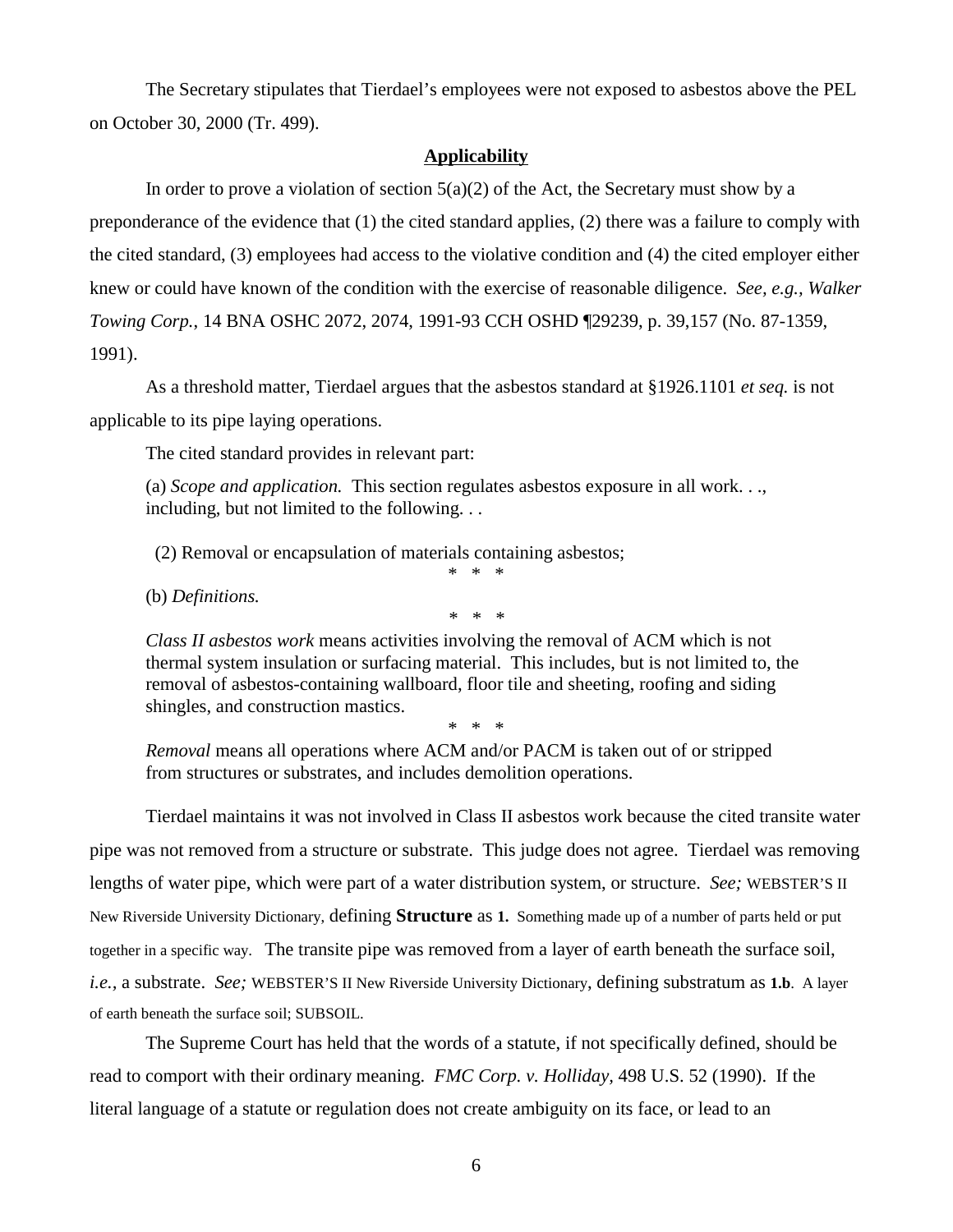The Secretary stipulates that Tierdael's employees were not exposed to asbestos above the PEL on October 30, 2000 (Tr. 499).

## **Applicability**

In order to prove a violation of section 5(a)(2) of the Act, the Secretary must show by a preponderance of the evidence that (1) the cited standard applies, (2) there was a failure to comply with the cited standard, (3) employees had access to the violative condition and (4) the cited employer either knew or could have known of the condition with the exercise of reasonable diligence. *See, e.g., Walker Towing Corp.,* 14 BNA OSHC 2072, 2074, 1991-93 CCH OSHD ¶29239, p. 39,157 (No. 87-1359, 1991).

As a threshold matter, Tierdael argues that the asbestos standard at §1926.1101 *et seq.* is not applicable to its pipe laying operations.

The cited standard provides in relevant part:

> (a) *Scope and application.* This section regulates asbestos exposure in all work. . ., including, but not limited to the following. . .
>
> (2) Removal or encapsulation of materials containing asbestos;
>
> \* \* \*
>
> (b) *Definitions.*
>
> \* \* \*
>
> *Class II asbestos work* means activities involving the removal of ACM which is not thermal system insulation or surfacing material. This includes, but is not limited to, the removal of asbestos-containing wallboard, floor tile and sheeting, roofing and siding shingles, and construction mastics.
>
> \* \* \*
>
> *Removal* means all operations where ACM and/or PACM is taken out of or stripped from structures or substrates, and includes demolition operations.

Tierdael maintains it was not involved in Class II asbestos work because the cited transite water pipe was not removed from a structure or substrate. This judge does not agree. Tierdael was removing lengths of water pipe, which were part of a water distribution system, or structure. *See;* WEBSTER'S II New Riverside University Dictionary, defining **Structure** as **1.** Something made up of a number of parts held or put together in a specific way. The transite pipe was removed from a layer of earth beneath the surface soil, *i.e.,* a substrate. *See;* WEBSTER'S II New Riverside University Dictionary, defining substratum as **1.b**. A layer of earth beneath the surface soil; SUBSOIL.

The Supreme Court has held that the words of a statute, if not specifically defined, should be read to comport with their ordinary meaning. *FMC Corp. v. Holliday,* 498 U.S. 52 (1990). If the literal language of a statute or regulation does not create ambiguity on its face, or lead to an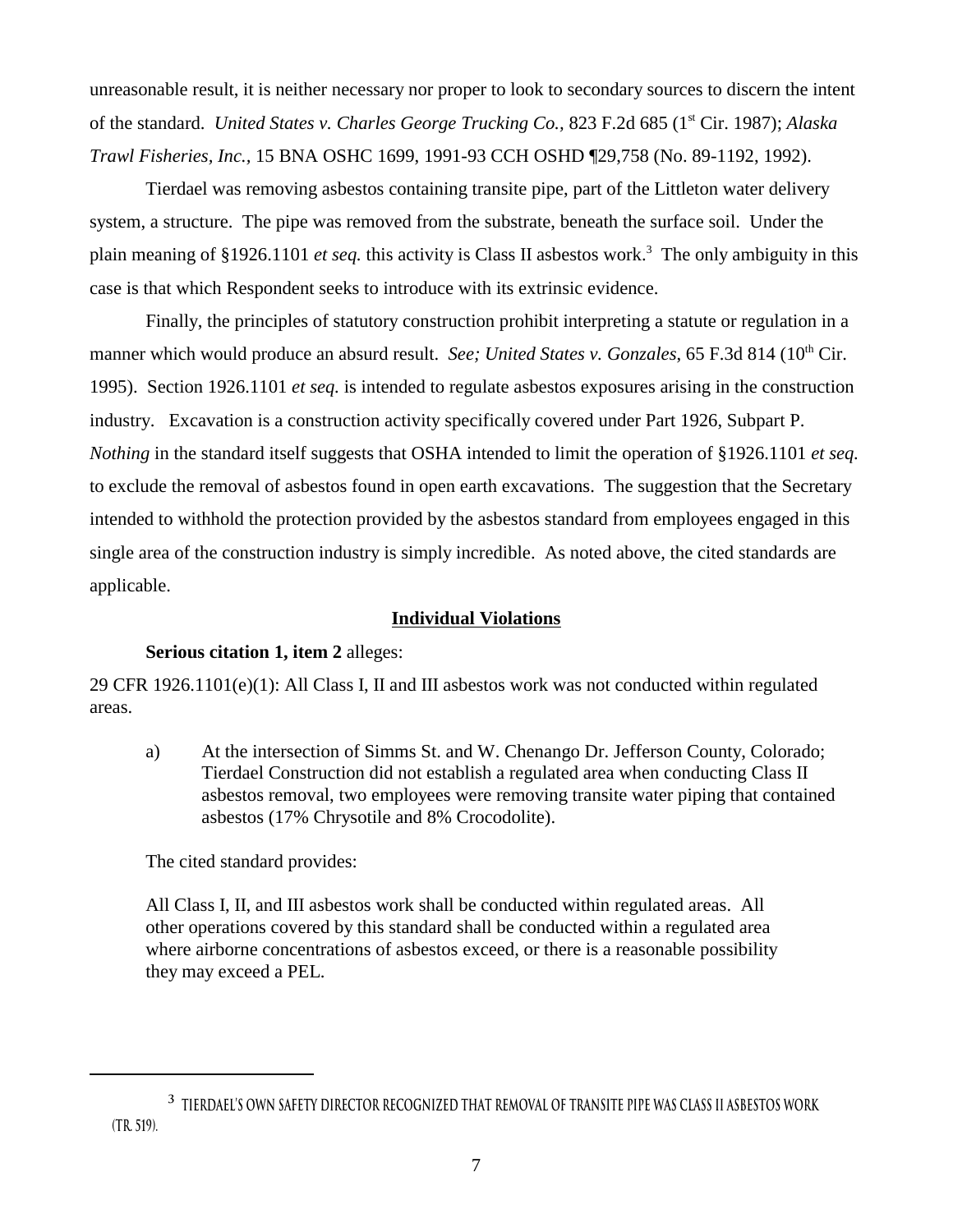unreasonable result, it is neither necessary nor proper to look to secondary sources to discern the intent of the standard. *United States v. Charles George Trucking Co.,* 823 F.2d 685 (1st Cir. 1987); *Alaska Trawl Fisheries, Inc.,* 15 BNA OSHC 1699, 1991-93 CCH OSHD ¶29,758 (No. 89-1192, 1992).

Tierdael was removing asbestos containing transite pipe, part of the Littleton water delivery system, a structure. The pipe was removed from the substrate, beneath the surface soil. Under the plain meaning of §1926.1101 *et seq.* this activity is Class II asbestos work.[3] The only ambiguity in this case is that which Respondent seeks to introduce with its extrinsic evidence.

Finally, the principles of statutory construction prohibit interpreting a statute or regulation in a manner which would produce an absurd result. *See; United States v. Gonzales*, 65 F.3d 814 (10th Cir. 1995). Section 1926.1101 *et seq.* is intended to regulate asbestos exposures arising in the construction industry. Excavation is a construction activity specifically covered under Part 1926, Subpart P. *Nothing* in the standard itself suggests that OSHA intended to limit the operation of §1926.1101 *et seq.* to exclude the removal of asbestos found in open earth excavations. The suggestion that the Secretary intended to withhold the protection provided by the asbestos standard from employees engaged in this single area of the construction industry is simply incredible. As noted above, the cited standards are applicable.

## Individual Violations

**Serious citation 1, item 2** alleges:

29 CFR 1926.1101(e)(1): All Class I, II and III asbestos work was not conducted within regulated areas.

a) At the intersection of Simms St. and W. Chenango Dr. Jefferson County, Colorado; Tierdael Construction did not establish a regulated area when conducting Class II asbestos removal, two employees were removing transite water piping that contained asbestos (17% Chrysotile and 8% Crocodolite).

The cited standard provides:

> All Class I, II, and III asbestos work shall be conducted within regulated areas. All other operations covered by this standard shall be conducted within a regulated area where airborne concentrations of asbestos exceed, or there is a reasonable possibility they may exceed a PEL.

---

[3] Tierdael's own safety director recognized that removal of transite pipe was Class II asbestos work (Tr. 519).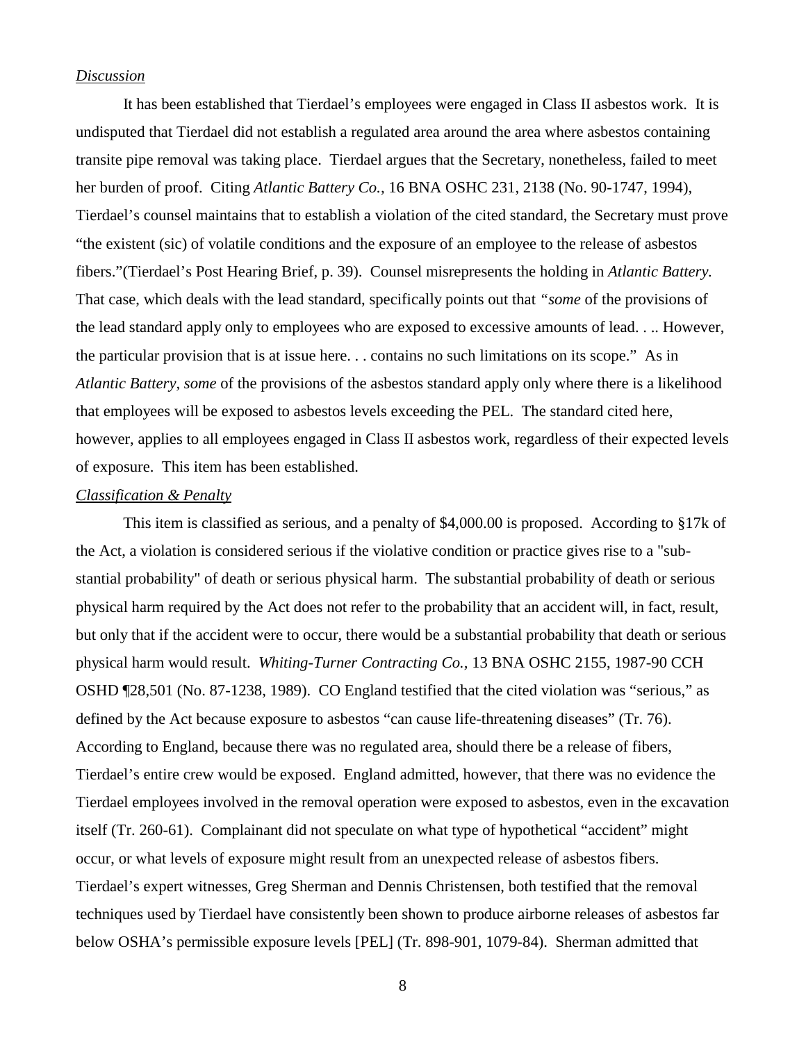*Discussion*

It has been established that Tierdael's employees were engaged in Class II asbestos work. It is undisputed that Tierdael did not establish a regulated area around the area where asbestos containing transite pipe removal was taking place. Tierdael argues that the Secretary, nonetheless, failed to meet her burden of proof. Citing *Atlantic Battery Co.*, 16 BNA OSHC 231, 2138 (No. 90-1747, 1994), Tierdael's counsel maintains that to establish a violation of the cited standard, the Secretary must prove "the existent (sic) of volatile conditions and the exposure of an employee to the release of asbestos fibers."(Tierdael's Post Hearing Brief, p. 39). Counsel misrepresents the holding in *Atlantic Battery.* That case, which deals with the lead standard, specifically points out that *"some* of the provisions of the lead standard apply only to employees who are exposed to excessive amounts of lead. . .. However, the particular provision that is at issue here. . . contains no such limitations on its scope." As in *Atlantic Battery, some* of the provisions of the asbestos standard apply only where there is a likelihood that employees will be exposed to asbestos levels exceeding the PEL. The standard cited here, however, applies to all employees engaged in Class II asbestos work, regardless of their expected levels of exposure. This item has been established.

*Classification & Penalty*

This item is classified as serious, and a penalty of $4,000.00 is proposed. According to §17k of the Act, a violation is considered serious if the violative condition or practice gives rise to a "substantial probability" of death or serious physical harm. The substantial probability of death or serious physical harm required by the Act does not refer to the probability that an accident will, in fact, result, but only that if the accident were to occur, there would be a substantial probability that death or serious physical harm would result. *Whiting-Turner Contracting Co.*, 13 BNA OSHC 2155, 1987-90 CCH OSHD ¶28,501 (No. 87-1238, 1989). CO England testified that the cited violation was "serious," as defined by the Act because exposure to asbestos "can cause life-threatening diseases" (Tr. 76). According to England, because there was no regulated area, should there be a release of fibers, Tierdael's entire crew would be exposed. England admitted, however, that there was no evidence the Tierdael employees involved in the removal operation were exposed to asbestos, even in the excavation itself (Tr. 260-61). Complainant did not speculate on what type of hypothetical "accident" might occur, or what levels of exposure might result from an unexpected release of asbestos fibers. Tierdael's expert witnesses, Greg Sherman and Dennis Christensen, both testified that the removal techniques used by Tierdael have consistently been shown to produce airborne releases of asbestos far below OSHA's permissible exposure levels [PEL] (Tr. 898-901, 1079-84). Sherman admitted that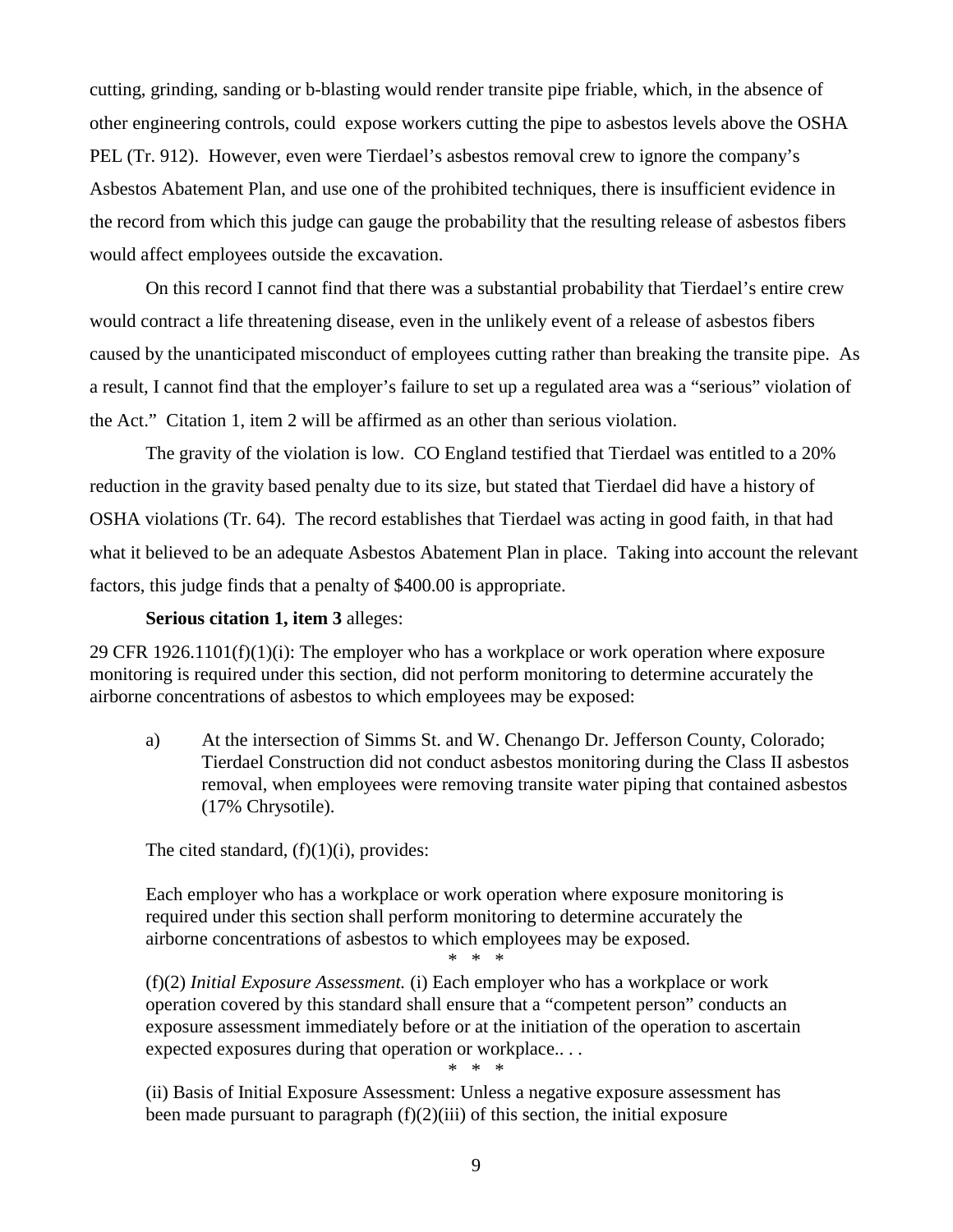cutting, grinding, sanding or b-blasting would render transite pipe friable, which, in the absence of other engineering controls, could expose workers cutting the pipe to asbestos levels above the OSHA PEL (Tr. 912). However, even were Tierdael's asbestos removal crew to ignore the company's Asbestos Abatement Plan, and use one of the prohibited techniques, there is insufficient evidence in the record from which this judge can gauge the probability that the resulting release of asbestos fibers would affect employees outside the excavation.

On this record I cannot find that there was a substantial probability that Tierdael's entire crew would contract a life threatening disease, even in the unlikely event of a release of asbestos fibers caused by the unanticipated misconduct of employees cutting rather than breaking the transite pipe. As a result, I cannot find that the employer's failure to set up a regulated area was a "serious" violation of the Act." Citation 1, item 2 will be affirmed as an other than serious violation.

The gravity of the violation is low. CO England testified that Tierdael was entitled to a 20% reduction in the gravity based penalty due to its size, but stated that Tierdael did have a history of OSHA violations (Tr. 64). The record establishes that Tierdael was acting in good faith, in that had what it believed to be an adequate Asbestos Abatement Plan in place. Taking into account the relevant factors, this judge finds that a penalty of $400.00 is appropriate.

**Serious citation 1, item 3** alleges:

29 CFR 1926.1101(f)(1)(i): The employer who has a workplace or work operation where exposure monitoring is required under this section, did not perform monitoring to determine accurately the airborne concentrations of asbestos to which employees may be exposed:

a) At the intersection of Simms St. and W. Chenango Dr. Jefferson County, Colorado; Tierdael Construction did not conduct asbestos monitoring during the Class II asbestos removal, when employees were removing transite water piping that contained asbestos (17% Chrysotile).

The cited standard, (f)(1)(i), provides:

> Each employer who has a workplace or work operation where exposure monitoring is required under this section shall perform monitoring to determine accurately the airborne concentrations of asbestos to which employees may be exposed.
>
> \* \* \*
>
> (f)(2) *Initial Exposure Assessment.* (i) Each employer who has a workplace or work operation covered by this standard shall ensure that a "competent person" conducts an exposure assessment immediately before or at the initiation of the operation to ascertain expected exposures during that operation or workplace.. . .
>
> \* \* \*
>
> (ii) Basis of Initial Exposure Assessment: Unless a negative exposure assessment has been made pursuant to paragraph (f)(2)(iii) of this section, the initial exposure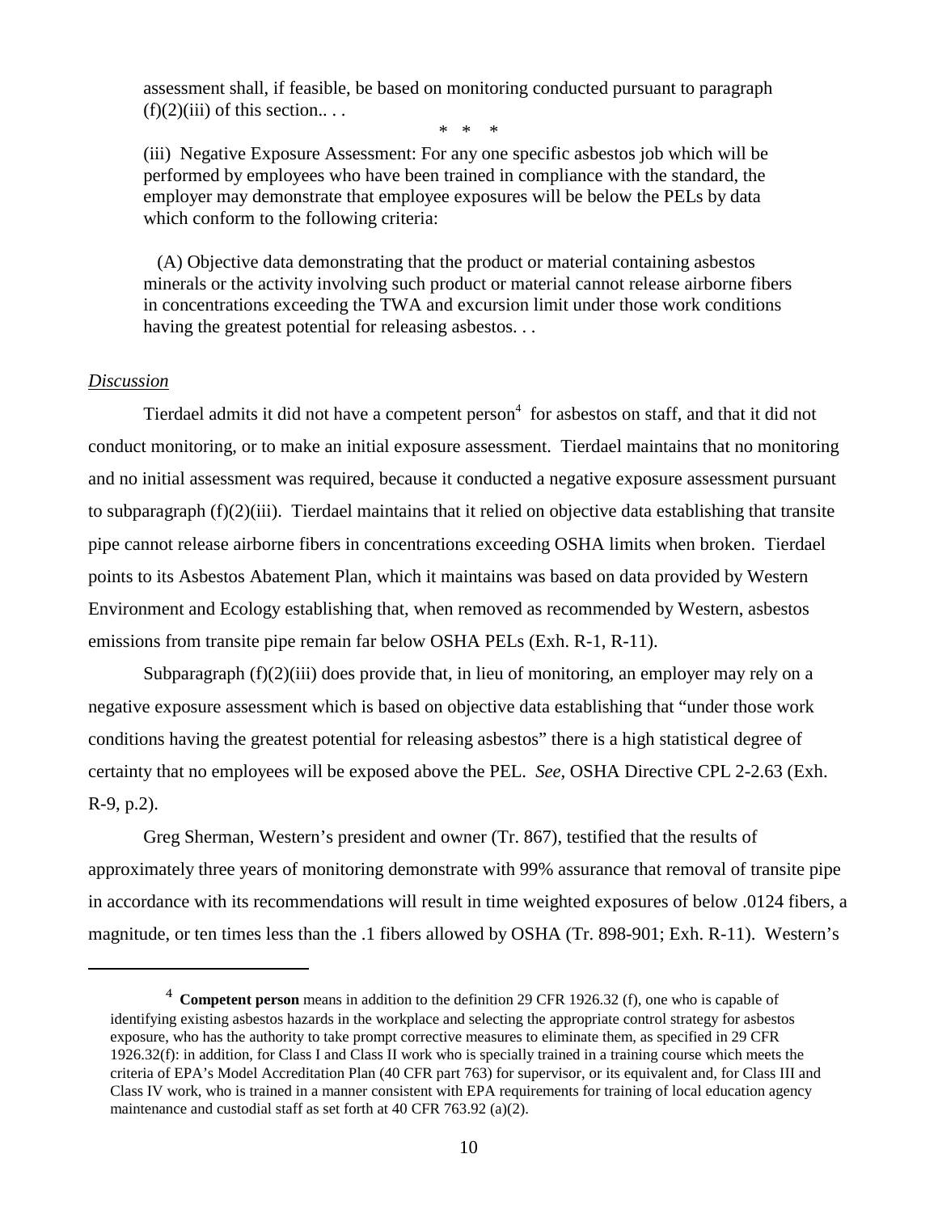assessment shall, if feasible, be based on monitoring conducted pursuant to paragraph (f)(2)(iii) of this section.. . .

\* \* \*

(iii) Negative Exposure Assessment: For any one specific asbestos job which will be performed by employees who have been trained in compliance with the standard, the employer may demonstrate that employee exposures will be below the PELs by data which conform to the following criteria:

(A) Objective data demonstrating that the product or material containing asbestos minerals or the activity involving such product or material cannot release airborne fibers in concentrations exceeding the TWA and excursion limit under those work conditions having the greatest potential for releasing asbestos. . .

*Discussion*

Tierdael admits it did not have a competent person[4] for asbestos on staff, and that it did not conduct monitoring, or to make an initial exposure assessment. Tierdael maintains that no monitoring and no initial assessment was required, because it conducted a negative exposure assessment pursuant to subparagraph (f)(2)(iii). Tierdael maintains that it relied on objective data establishing that transite pipe cannot release airborne fibers in concentrations exceeding OSHA limits when broken. Tierdael points to its Asbestos Abatement Plan, which it maintains was based on data provided by Western Environment and Ecology establishing that, when removed as recommended by Western, asbestos emissions from transite pipe remain far below OSHA PELs (Exh. R-1, R-11).

Subparagraph (f)(2)(iii) does provide that, in lieu of monitoring, an employer may rely on a negative exposure assessment which is based on objective data establishing that "under those work conditions having the greatest potential for releasing asbestos" there is a high statistical degree of certainty that no employees will be exposed above the PEL. *See,* OSHA Directive CPL 2-2.63 (Exh. R-9, p.2).

Greg Sherman, Western's president and owner (Tr. 867), testified that the results of approximately three years of monitoring demonstrate with 99% assurance that removal of transite pipe in accordance with its recommendations will result in time weighted exposures of below .0124 fibers, a magnitude, or ten times less than the .1 fibers allowed by OSHA (Tr. 898-901; Exh. R-11). Western's

---

[4] **Competent person** means in addition to the definition 29 CFR 1926.32 (f), one who is capable of identifying existing asbestos hazards in the workplace and selecting the appropriate control strategy for asbestos exposure, who has the authority to take prompt corrective measures to eliminate them, as specified in 29 CFR 1926.32(f): in addition, for Class I and Class II work who is specially trained in a training course which meets the criteria of EPA's Model Accreditation Plan (40 CFR part 763) for supervisor, or its equivalent and, for Class III and Class IV work, who is trained in a manner consistent with EPA requirements for training of local education agency maintenance and custodial staff as set forth at 40 CFR 763.92 (a)(2).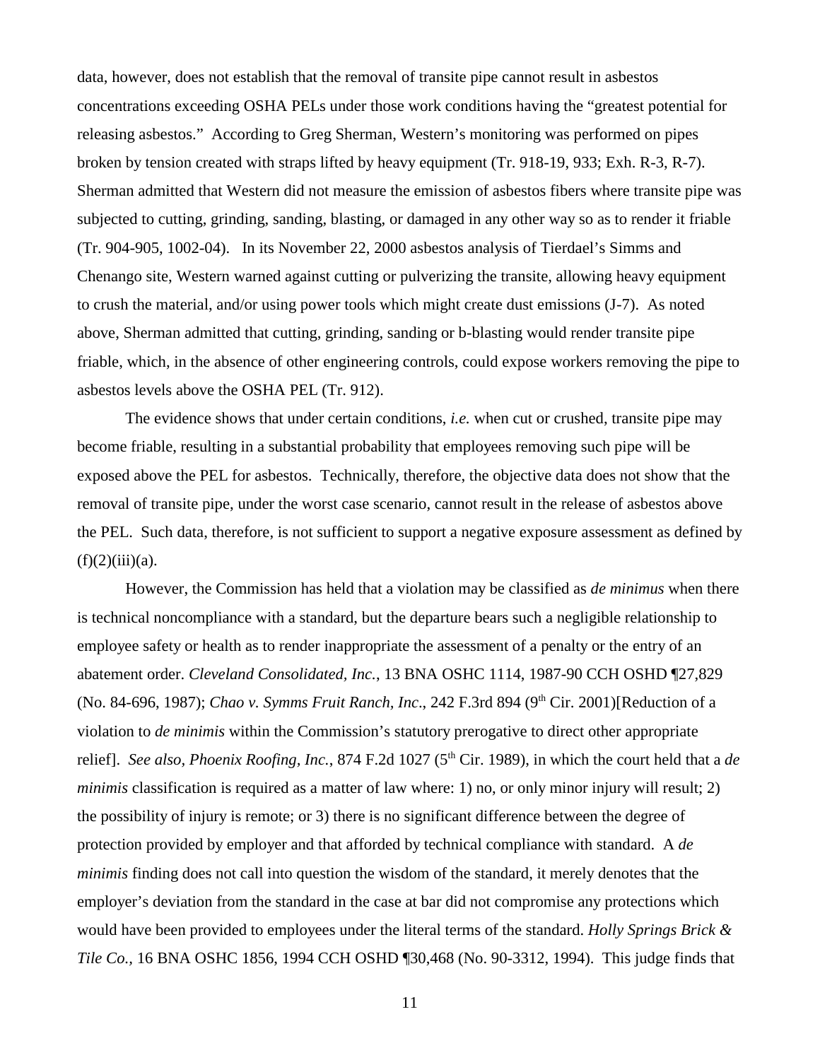data, however, does not establish that the removal of transite pipe cannot result in asbestos concentrations exceeding OSHA PELs under those work conditions having the "greatest potential for releasing asbestos." According to Greg Sherman, Western's monitoring was performed on pipes broken by tension created with straps lifted by heavy equipment (Tr. 918-19, 933; Exh. R-3, R-7). Sherman admitted that Western did not measure the emission of asbestos fibers where transite pipe was subjected to cutting, grinding, sanding, blasting, or damaged in any other way so as to render it friable (Tr. 904-905, 1002-04). In its November 22, 2000 asbestos analysis of Tierdael's Simms and Chenango site, Western warned against cutting or pulverizing the transite, allowing heavy equipment to crush the material, and/or using power tools which might create dust emissions (J-7). As noted above, Sherman admitted that cutting, grinding, sanding or b-blasting would render transite pipe friable, which, in the absence of other engineering controls, could expose workers removing the pipe to asbestos levels above the OSHA PEL (Tr. 912).

The evidence shows that under certain conditions, *i.e.* when cut or crushed, transite pipe may become friable, resulting in a substantial probability that employees removing such pipe will be exposed above the PEL for asbestos. Technically, therefore, the objective data does not show that the removal of transite pipe, under the worst case scenario, cannot result in the release of asbestos above the PEL. Such data, therefore, is not sufficient to support a negative exposure assessment as defined by (f)(2)(iii)(a).

However, the Commission has held that a violation may be classified as *de minimus* when there is technical noncompliance with a standard, but the departure bears such a negligible relationship to employee safety or health as to render inappropriate the assessment of a penalty or the entry of an abatement order. *Cleveland Consolidated, Inc.*, 13 BNA OSHC 1114, 1987-90 CCH OSHD ¶27,829 (No. 84-696, 1987); *Chao v. Symms Fruit Ranch, Inc*., 242 F.3rd 894 (9th Cir. 2001)[Reduction of a violation to *de minimis* within the Commission's statutory prerogative to direct other appropriate relief]. *See also, Phoenix Roofing, Inc.*, 874 F.2d 1027 (5th Cir. 1989), in which the court held that a *de minimis* classification is required as a matter of law where: 1) no, or only minor injury will result; 2) the possibility of injury is remote; or 3) there is no significant difference between the degree of protection provided by employer and that afforded by technical compliance with standard. A *de minimis* finding does not call into question the wisdom of the standard, it merely denotes that the employer's deviation from the standard in the case at bar did not compromise any protections which would have been provided to employees under the literal terms of the standard. *Holly Springs Brick & Tile Co.,* 16 BNA OSHC 1856, 1994 CCH OSHD ¶30,468 (No. 90-3312, 1994). This judge finds that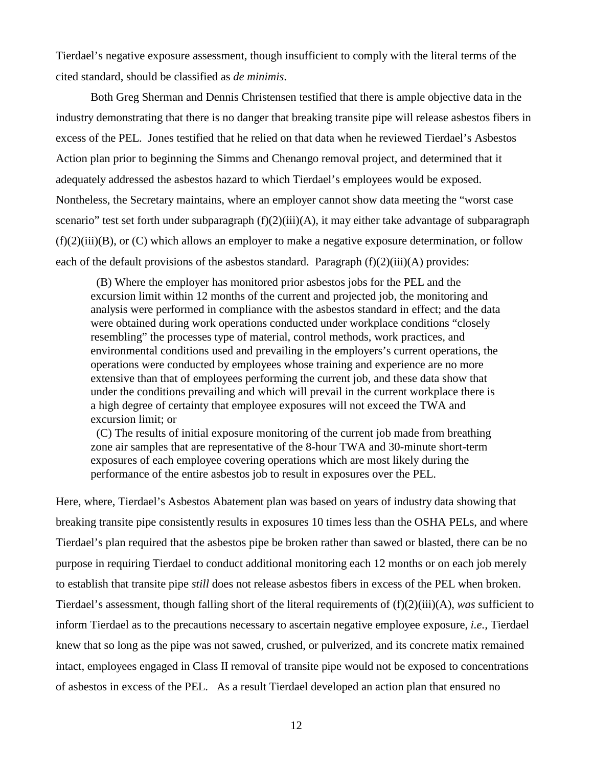Tierdael's negative exposure assessment, though insufficient to comply with the literal terms of the cited standard, should be classified as *de minimis*.

Both Greg Sherman and Dennis Christensen testified that there is ample objective data in the industry demonstrating that there is no danger that breaking transite pipe will release asbestos fibers in excess of the PEL. Jones testified that he relied on that data when he reviewed Tierdael's Asbestos Action plan prior to beginning the Simms and Chenango removal project, and determined that it adequately addressed the asbestos hazard to which Tierdael's employees would be exposed. Nontheless, the Secretary maintains, where an employer cannot show data meeting the "worst case scenario" test set forth under subparagraph (f)(2)(iii)(A), it may either take advantage of subparagraph (f)(2)(iii)(B), or (C) which allows an employer to make a negative exposure determination, or follow each of the default provisions of the asbestos standard. Paragraph (f)(2)(iii)(A) provides:

> (B) Where the employer has monitored prior asbestos jobs for the PEL and the excursion limit within 12 months of the current and projected job, the monitoring and analysis were performed in compliance with the asbestos standard in effect; and the data were obtained during work operations conducted under workplace conditions "closely resembling" the processes type of material, control methods, work practices, and environmental conditions used and prevailing in the employers's current operations, the operations were conducted by employees whose training and experience are no more extensive than that of employees performing the current job, and these data show that under the conditions prevailing and which will prevail in the current workplace there is a high degree of certainty that employee exposures will not exceed the TWA and excursion limit; or
>
> (C) The results of initial exposure monitoring of the current job made from breathing zone air samples that are representative of the 8-hour TWA and 30-minute short-term exposures of each employee covering operations which are most likely during the performance of the entire asbestos job to result in exposures over the PEL.

Here, where, Tierdael's Asbestos Abatement plan was based on years of industry data showing that breaking transite pipe consistently results in exposures 10 times less than the OSHA PELs, and where Tierdael's plan required that the asbestos pipe be broken rather than sawed or blasted, there can be no purpose in requiring Tierdael to conduct additional monitoring each 12 months or on each job merely to establish that transite pipe *still* does not release asbestos fibers in excess of the PEL when broken. Tierdael's assessment, though falling short of the literal requirements of (f)(2)(iii)(A), *was* sufficient to inform Tierdael as to the precautions necessary to ascertain negative employee exposure, *i.e.*, Tierdael knew that so long as the pipe was not sawed, crushed, or pulverized, and its concrete matix remained intact, employees engaged in Class II removal of transite pipe would not be exposed to concentrations of asbestos in excess of the PEL. As a result Tierdael developed an action plan that ensured no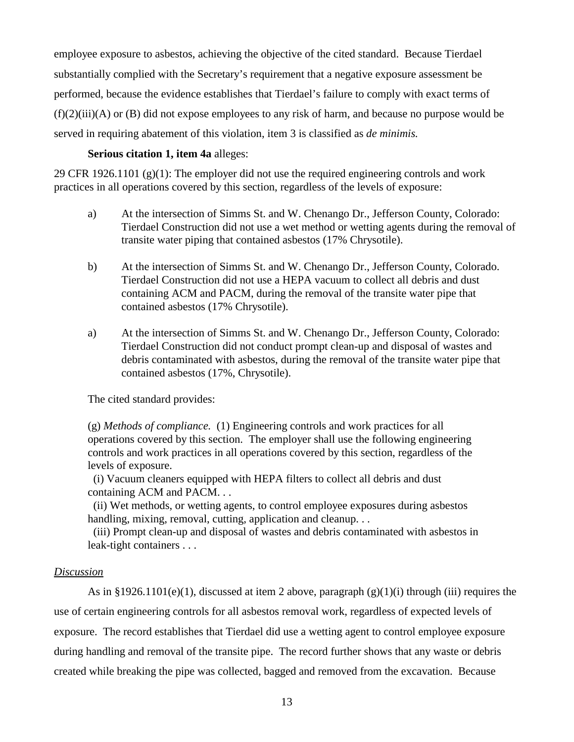employee exposure to asbestos, achieving the objective of the cited standard. Because Tierdael substantially complied with the Secretary's requirement that a negative exposure assessment be performed, because the evidence establishes that Tierdael's failure to comply with exact terms of (f)(2)(iii)(A) or (B) did not expose employees to any risk of harm, and because no purpose would be served in requiring abatement of this violation, item 3 is classified as *de minimis.*

**Serious citation 1, item 4a** alleges:

29 CFR 1926.1101 (g)(1): The employer did not use the required engineering controls and work practices in all operations covered by this section, regardless of the levels of exposure:

a) At the intersection of Simms St. and W. Chenango Dr., Jefferson County, Colorado: Tierdael Construction did not use a wet method or wetting agents during the removal of transite water piping that contained asbestos (17% Chrysotile).

b) At the intersection of Simms St. and W. Chenango Dr., Jefferson County, Colorado. Tierdael Construction did not use a HEPA vacuum to collect all debris and dust containing ACM and PACM, during the removal of the transite water pipe that contained asbestos (17% Chrysotile).

a) At the intersection of Simms St. and W. Chenango Dr., Jefferson County, Colorado: Tierdael Construction did not conduct prompt clean-up and disposal of wastes and debris contaminated with asbestos, during the removal of the transite water pipe that contained asbestos (17%, Chrysotile).

The cited standard provides:

(g) *Methods of compliance.* (1) Engineering controls and work practices for all operations covered by this section. The employer shall use the following engineering controls and work practices in all operations covered by this section, regardless of the levels of exposure.
(i) Vacuum cleaners equipped with HEPA filters to collect all debris and dust containing ACM and PACM. . .
(ii) Wet methods, or wetting agents, to control employee exposures during asbestos handling, mixing, removal, cutting, application and cleanup. . .
(iii) Prompt clean-up and disposal of wastes and debris contaminated with asbestos in leak-tight containers . . .

*Discussion*

As in §1926.1101(e)(1), discussed at item 2 above, paragraph (g)(1)(i) through (iii) requires the use of certain engineering controls for all asbestos removal work, regardless of expected levels of exposure. The record establishes that Tierdael did use a wetting agent to control employee exposure during handling and removal of the transite pipe. The record further shows that any waste or debris created while breaking the pipe was collected, bagged and removed from the excavation. Because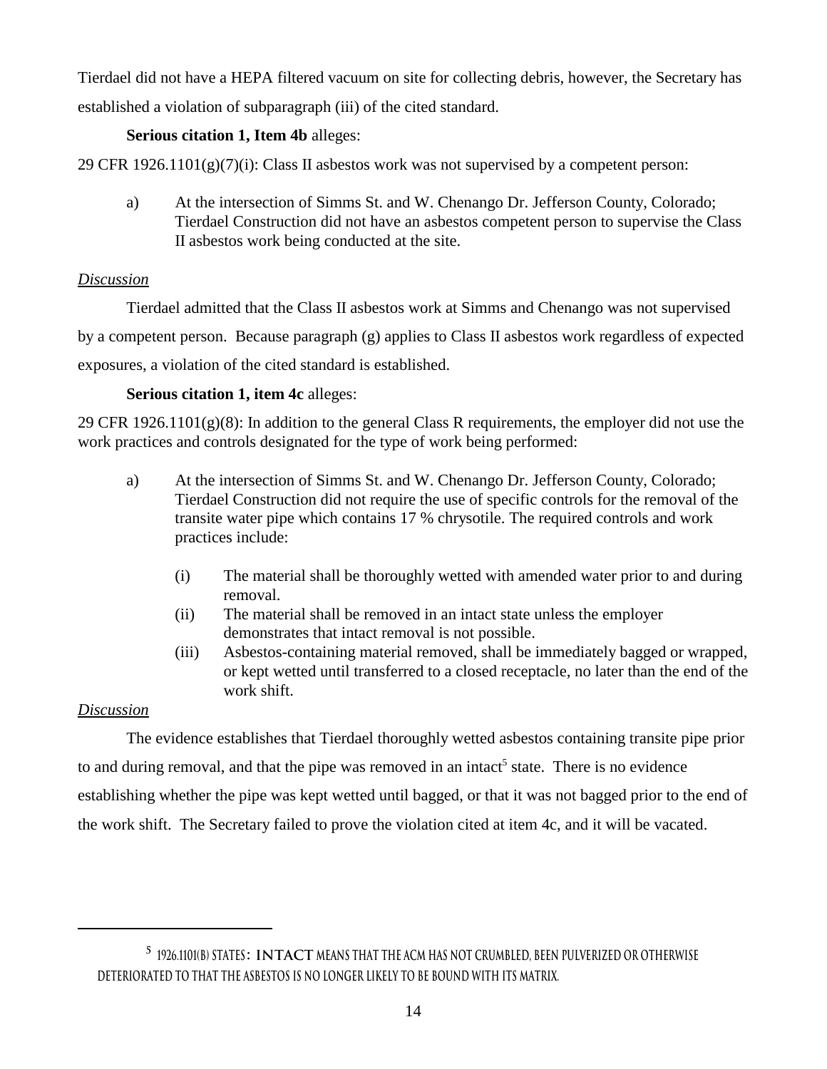Tierdael did not have a HEPA filtered vacuum on site for collecting debris, however, the Secretary has established a violation of subparagraph (iii) of the cited standard.

**Serious citation 1, Item 4b** alleges:

29 CFR 1926.1101(g)(7)(i): Class II asbestos work was not supervised by a competent person:

a) At the intersection of Simms St. and W. Chenango Dr. Jefferson County, Colorado; Tierdael Construction did not have an asbestos competent person to supervise the Class II asbestos work being conducted at the site.

*Discussion*

Tierdael admitted that the Class II asbestos work at Simms and Chenango was not supervised by a competent person. Because paragraph (g) applies to Class II asbestos work regardless of expected exposures, a violation of the cited standard is established.

**Serious citation 1, item 4c** alleges:

29 CFR 1926.1101(g)(8): In addition to the general Class R requirements, the employer did not use the work practices and controls designated for the type of work being performed:

a) At the intersection of Simms St. and W. Chenango Dr. Jefferson County, Colorado; Tierdael Construction did not require the use of specific controls for the removal of the transite water pipe which contains 17 % chrysotile. The required controls and work practices include:

   (i) The material shall be thoroughly wetted with amended water prior to and during removal.
   (ii) The material shall be removed in an intact state unless the employer demonstrates that intact removal is not possible.
   (iii) Asbestos-containing material removed, shall be immediately bagged or wrapped, or kept wetted until transferred to a closed receptacle, no later than the end of the work shift.

*Discussion*

The evidence establishes that Tierdael thoroughly wetted asbestos containing transite pipe prior to and during removal, and that the pipe was removed in an intact[5] state. There is no evidence establishing whether the pipe was kept wetted until bagged, or that it was not bagged prior to the end of the work shift. The Secretary failed to prove the violation cited at item 4c, and it will be vacated.

---

[5] 1926.1101(b) states: **Intact** means that the ACM has not crumbled, been pulverized or otherwise deteriorated to that the asbestos is no longer likely to be bound with its matrix.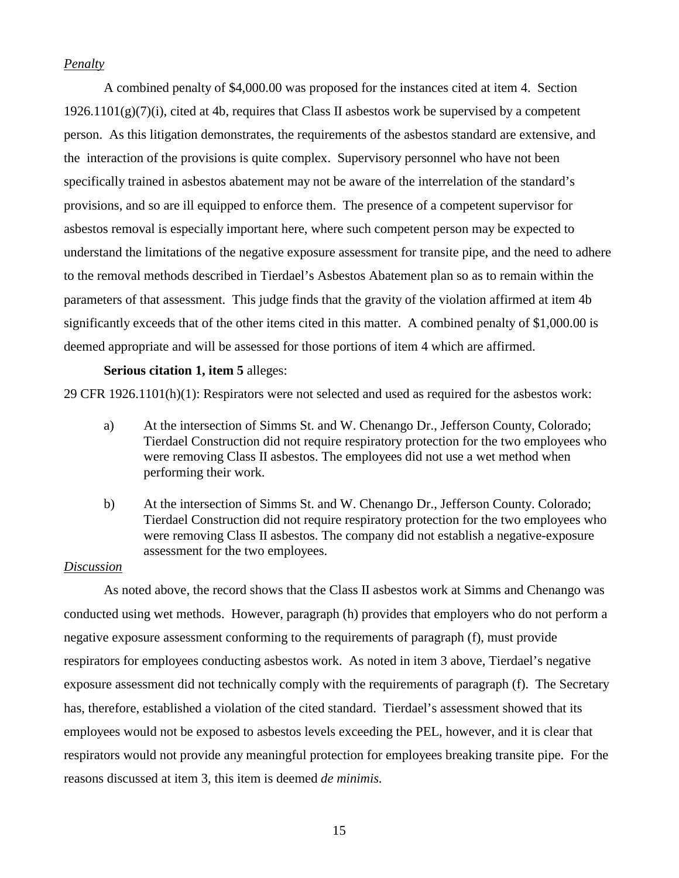*Penalty*

A combined penalty of $4,000.00 was proposed for the instances cited at item 4. Section 1926.1101(g)(7)(i), cited at 4b, requires that Class II asbestos work be supervised by a competent person. As this litigation demonstrates, the requirements of the asbestos standard are extensive, and the interaction of the provisions is quite complex. Supervisory personnel who have not been specifically trained in asbestos abatement may not be aware of the interrelation of the standard's provisions, and so are ill equipped to enforce them. The presence of a competent supervisor for asbestos removal is especially important here, where such competent person may be expected to understand the limitations of the negative exposure assessment for transite pipe, and the need to adhere to the removal methods described in Tierdael's Asbestos Abatement plan so as to remain within the parameters of that assessment. This judge finds that the gravity of the violation affirmed at item 4b significantly exceeds that of the other items cited in this matter. A combined penalty of $1,000.00 is deemed appropriate and will be assessed for those portions of item 4 which are affirmed.

**Serious citation 1, item 5** alleges:

29 CFR 1926.1101(h)(1): Respirators were not selected and used as required for the asbestos work:

a) At the intersection of Simms St. and W. Chenango Dr., Jefferson County, Colorado; Tierdael Construction did not require respiratory protection for the two employees who were removing Class II asbestos. The employees did not use a wet method when performing their work.

b) At the intersection of Simms St. and W. Chenango Dr., Jefferson County. Colorado; Tierdael Construction did not require respiratory protection for the two employees who were removing Class II asbestos. The company did not establish a negative-exposure assessment for the two employees.

*Discussion*

As noted above, the record shows that the Class II asbestos work at Simms and Chenango was conducted using wet methods. However, paragraph (h) provides that employers who do not perform a negative exposure assessment conforming to the requirements of paragraph (f), must provide respirators for employees conducting asbestos work. As noted in item 3 above, Tierdael's negative exposure assessment did not technically comply with the requirements of paragraph (f). The Secretary has, therefore, established a violation of the cited standard. Tierdael's assessment showed that its employees would not be exposed to asbestos levels exceeding the PEL, however, and it is clear that respirators would not provide any meaningful protection for employees breaking transite pipe. For the reasons discussed at item 3, this item is deemed *de minimis.*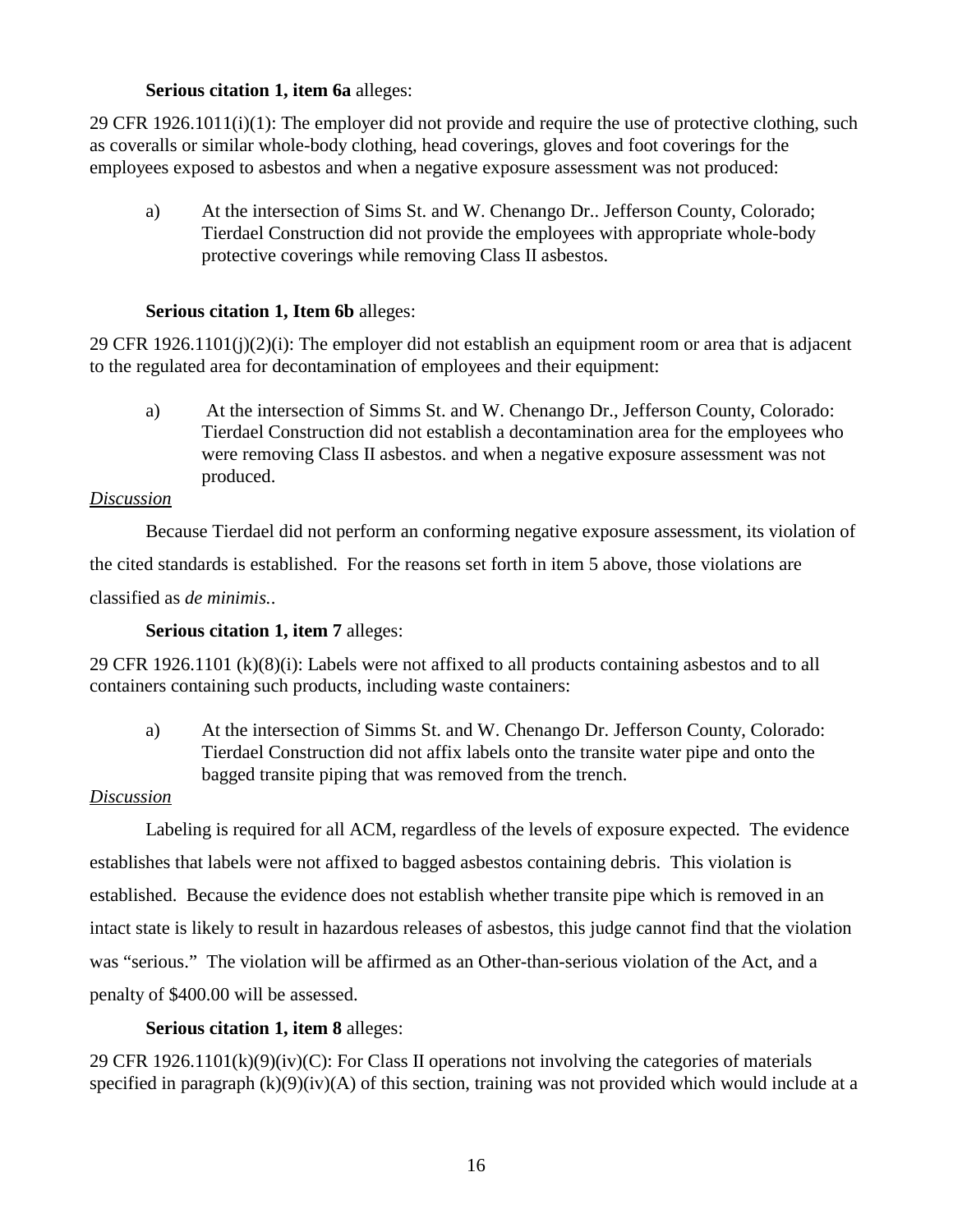**Serious citation 1, item 6a** alleges:

29 CFR 1926.1011(i)(1): The employer did not provide and require the use of protective clothing, such as coveralls or similar whole-body clothing, head coverings, gloves and foot coverings for the employees exposed to asbestos and when a negative exposure assessment was not produced:

a) At the intersection of Sims St. and W. Chenango Dr.. Jefferson County, Colorado; Tierdael Construction did not provide the employees with appropriate whole-body protective coverings while removing Class II asbestos.

**Serious citation 1, Item 6b** alleges:

29 CFR 1926.1101(j)(2)(i): The employer did not establish an equipment room or area that is adjacent to the regulated area for decontamination of employees and their equipment:

a) At the intersection of Simms St. and W. Chenango Dr., Jefferson County, Colorado: Tierdael Construction did not establish a decontamination area for the employees who were removing Class II asbestos. and when a negative exposure assessment was not produced.

*Discussion*

Because Tierdael did not perform an conforming negative exposure assessment, its violation of the cited standards is established. For the reasons set forth in item 5 above, those violations are classified as *de minimis.*.

**Serious citation 1, item 7** alleges:

29 CFR 1926.1101 (k)(8)(i): Labels were not affixed to all products containing asbestos and to all containers containing such products, including waste containers:

a) At the intersection of Simms St. and W. Chenango Dr. Jefferson County, Colorado: Tierdael Construction did not affix labels onto the transite water pipe and onto the bagged transite piping that was removed from the trench.

*Discussion*

Labeling is required for all ACM, regardless of the levels of exposure expected. The evidence establishes that labels were not affixed to bagged asbestos containing debris. This violation is established. Because the evidence does not establish whether transite pipe which is removed in an intact state is likely to result in hazardous releases of asbestos, this judge cannot find that the violation was "serious." The violation will be affirmed as an Other-than-serious violation of the Act, and a penalty of $400.00 will be assessed.

**Serious citation 1, item 8** alleges:

29 CFR 1926.1101(k)(9)(iv)(C): For Class II operations not involving the categories of materials specified in paragraph (k)(9)(iv)(A) of this section, training was not provided which would include at a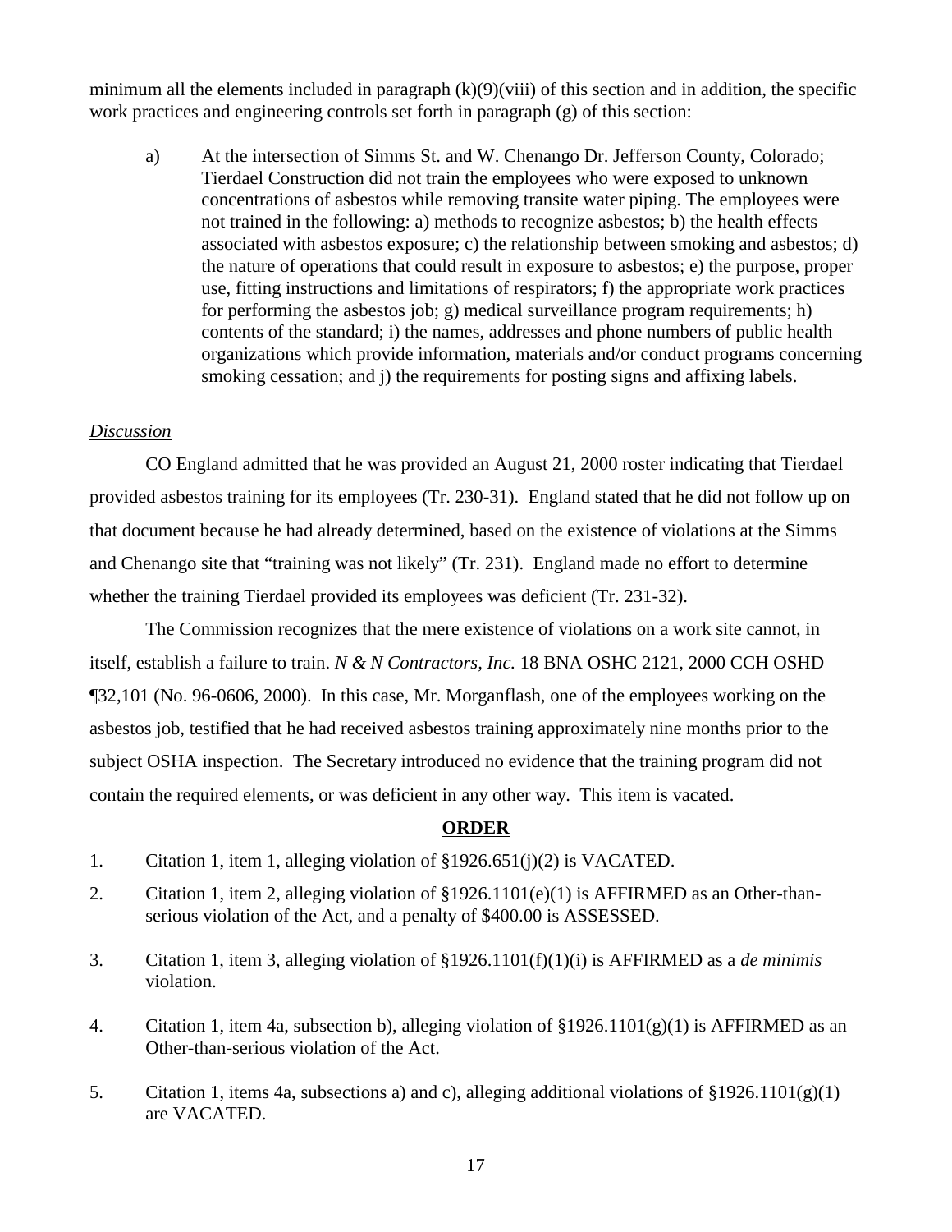minimum all the elements included in paragraph (k)(9)(viii) of this section and in addition, the specific work practices and engineering controls set forth in paragraph (g) of this section:

a) At the intersection of Simms St. and W. Chenango Dr. Jefferson County, Colorado; Tierdael Construction did not train the employees who were exposed to unknown concentrations of asbestos while removing transite water piping. The employees were not trained in the following: a) methods to recognize asbestos; b) the health effects associated with asbestos exposure; c) the relationship between smoking and asbestos; d) the nature of operations that could result in exposure to asbestos; e) the purpose, proper use, fitting instructions and limitations of respirators; f) the appropriate work practices for performing the asbestos job; g) medical surveillance program requirements; h) contents of the standard; i) the names, addresses and phone numbers of public health organizations which provide information, materials and/or conduct programs concerning smoking cessation; and j) the requirements for posting signs and affixing labels.

*Discussion*

CO England admitted that he was provided an August 21, 2000 roster indicating that Tierdael provided asbestos training for its employees (Tr. 230-31). England stated that he did not follow up on that document because he had already determined, based on the existence of violations at the Simms and Chenango site that "training was not likely" (Tr. 231). England made no effort to determine whether the training Tierdael provided its employees was deficient (Tr. 231-32).

The Commission recognizes that the mere existence of violations on a work site cannot, in itself, establish a failure to train. *N & N Contractors, Inc.* 18 BNA OSHC 2121, 2000 CCH OSHD ¶32,101 (No. 96-0606, 2000). In this case, Mr. Morganflash, one of the employees working on the asbestos job, testified that he had received asbestos training approximately nine months prior to the subject OSHA inspection. The Secretary introduced no evidence that the training program did not contain the required elements, or was deficient in any other way. This item is vacated.

**ORDER**

1. Citation 1, item 1, alleging violation of §1926.651(j)(2) is VACATED.

2. Citation 1, item 2, alleging violation of §1926.1101(e)(1) is AFFIRMED as an Other-than-serious violation of the Act, and a penalty of $400.00 is ASSESSED.

3. Citation 1, item 3, alleging violation of §1926.1101(f)(1)(i) is AFFIRMED as a *de minimis* violation.

4. Citation 1, item 4a, subsection b), alleging violation of §1926.1101(g)(1) is AFFIRMED as an Other-than-serious violation of the Act.

5. Citation 1, items 4a, subsections a) and c), alleging additional violations of §1926.1101(g)(1) are VACATED.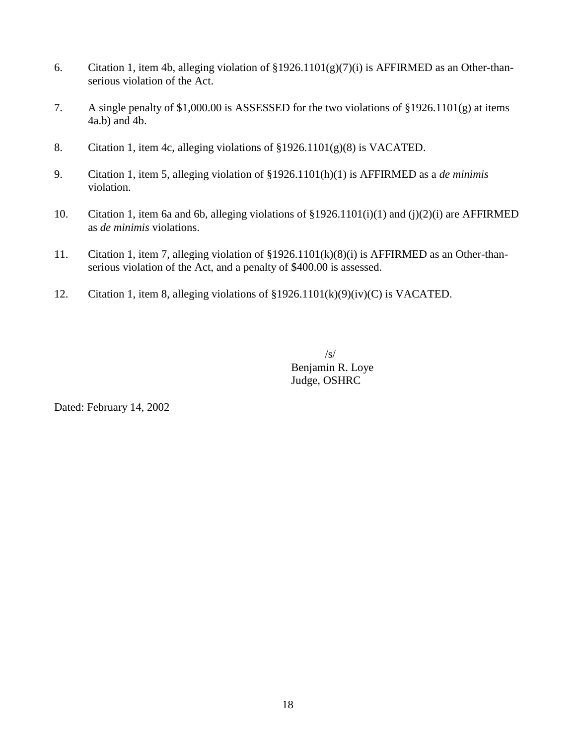6. Citation 1, item 4b, alleging violation of §1926.1101(g)(7)(i) is AFFIRMED as an Other-than-serious violation of the Act.

7. A single penalty of $1,000.00 is ASSESSED for the two violations of §1926.1101(g) at items 4a.b) and 4b.

8. Citation 1, item 4c, alleging violations of §1926.1101(g)(8) is VACATED.

9. Citation 1, item 5, alleging violation of §1926.1101(h)(1) is AFFIRMED as a *de minimis* violation.

10. Citation 1, item 6a and 6b, alleging violations of §1926.1101(i)(1) and (j)(2)(i) are AFFIRMED as *de minimis* violations.

11. Citation 1, item 7, alleging violation of §1926.1101(k)(8)(i) is AFFIRMED as an Other-than-serious violation of the Act, and a penalty of $400.00 is assessed.

12. Citation 1, item 8, alleging violations of §1926.1101(k)(9)(iv)(C) is VACATED.

/s/
Benjamin R. Loye
Judge, OSHRC

Dated: February 14, 2002